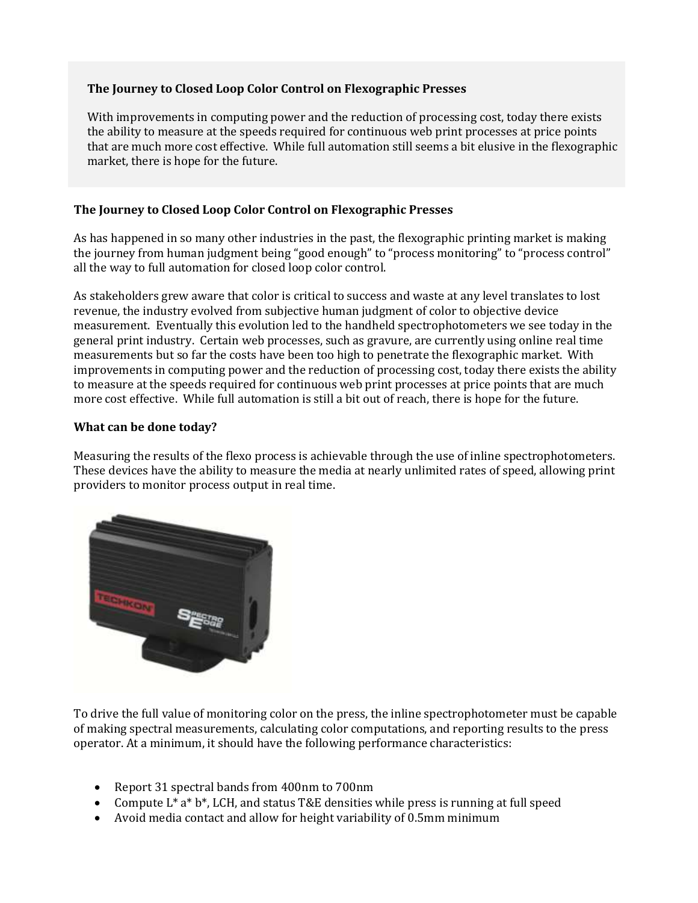**The Journey to Closed Loop Color Control on Flexographic Presses**

With improvements in computing power and the reduction of processing cost, today there exists the ability to measure at the speeds required for continuous web print processes at price points that are much more cost effective. While full automation still seems a bit elusive in the flexographic market, there is hope for the future.

## The Journey to Closed Loop Color Control on Flexographic Presses

As has happened in so many other industries in the past, the flexographic printing market is making the journey from human judgment being "good enough" to "process monitoring" to "process control" all the way to full automation for closed loop color control.

As stakeholders grew aware that color is critical to success and waste at any level translates to lost revenue, the industry evolved from subjective human judgment of color to objective device measurement. Eventually this evolution led to the handheld spectrophotometers we see today in the general print industry. Certain web processes, such as gravure, are currently using online real time measurements but so far the costs have been too high to penetrate the flexographic market. With improvements in computing power and the reduction of processing cost, today there exists the ability to measure at the speeds required for continuous web print processes at price points that are much more cost effective. While full automation is still a bit out of reach, there is hope for the future.

### What can be done today?

Measuring the results of the flexo process is achievable through the use of inline spectrophotometers. These devices have the ability to measure the media at nearly unlimited rates of speed, allowing print providers to monitor process output in real time.

To drive the full value of monitoring color on the press, the inline spectrophotometer must be capable of making spectral measurements, calculating color computations, and reporting results to the press operator. At a minimum, it should have the following performance characteristics:

- Report 31 spectral bands from 400nm to 700nm
- Compute L* a* b*, LCH, and status T&E densities while press is running at full speed
- Avoid media contact and allow for height variability of 0.5mm minimum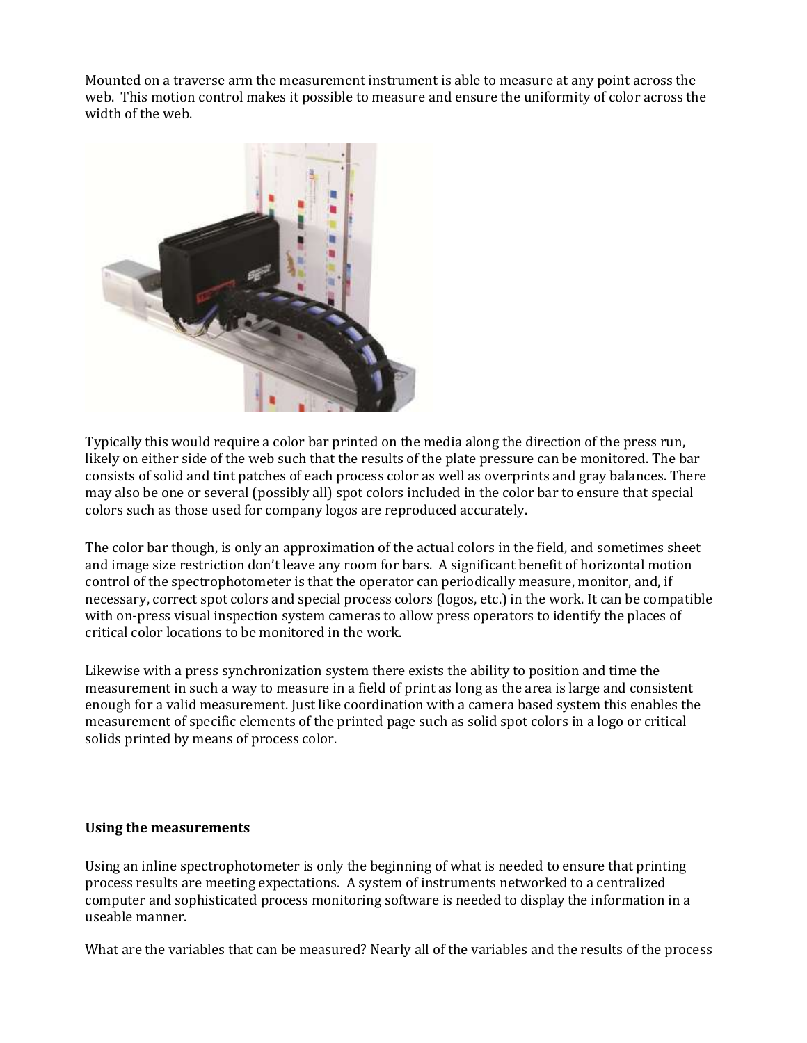Mounted on a traverse arm the measurement instrument is able to measure at any point across the web. This motion control makes it possible to measure and ensure the uniformity of color across the width of the web.

Typically this would require a color bar printed on the media along the direction of the press run, likely on either side of the web such that the results of the plate pressure can be monitored. The bar consists of solid and tint patches of each process color as well as overprints and gray balances. There may also be one or several (possibly all) spot colors included in the color bar to ensure that special colors such as those used for company logos are reproduced accurately.

The color bar though, is only an approximation of the actual colors in the field, and sometimes sheet and image size restriction don't leave any room for bars. A significant benefit of horizontal motion control of the spectrophotometer is that the operator can periodically measure, monitor, and, if necessary, correct spot colors and special process colors (logos, etc.) in the work. It can be compatible with on-press visual inspection system cameras to allow press operators to identify the places of critical color locations to be monitored in the work.

Likewise with a press synchronization system there exists the ability to position and time the measurement in such a way to measure in a field of print as long as the area is large and consistent enough for a valid measurement. Just like coordination with a camera based system this enables the measurement of specific elements of the printed page such as solid spot colors in a logo or critical solids printed by means of process color.

**Using the measurements**

Using an inline spectrophotometer is only the beginning of what is needed to ensure that printing process results are meeting expectations. A system of instruments networked to a centralized computer and sophisticated process monitoring software is needed to display the information in a useable manner.

What are the variables that can be measured? Nearly all of the variables and the results of the process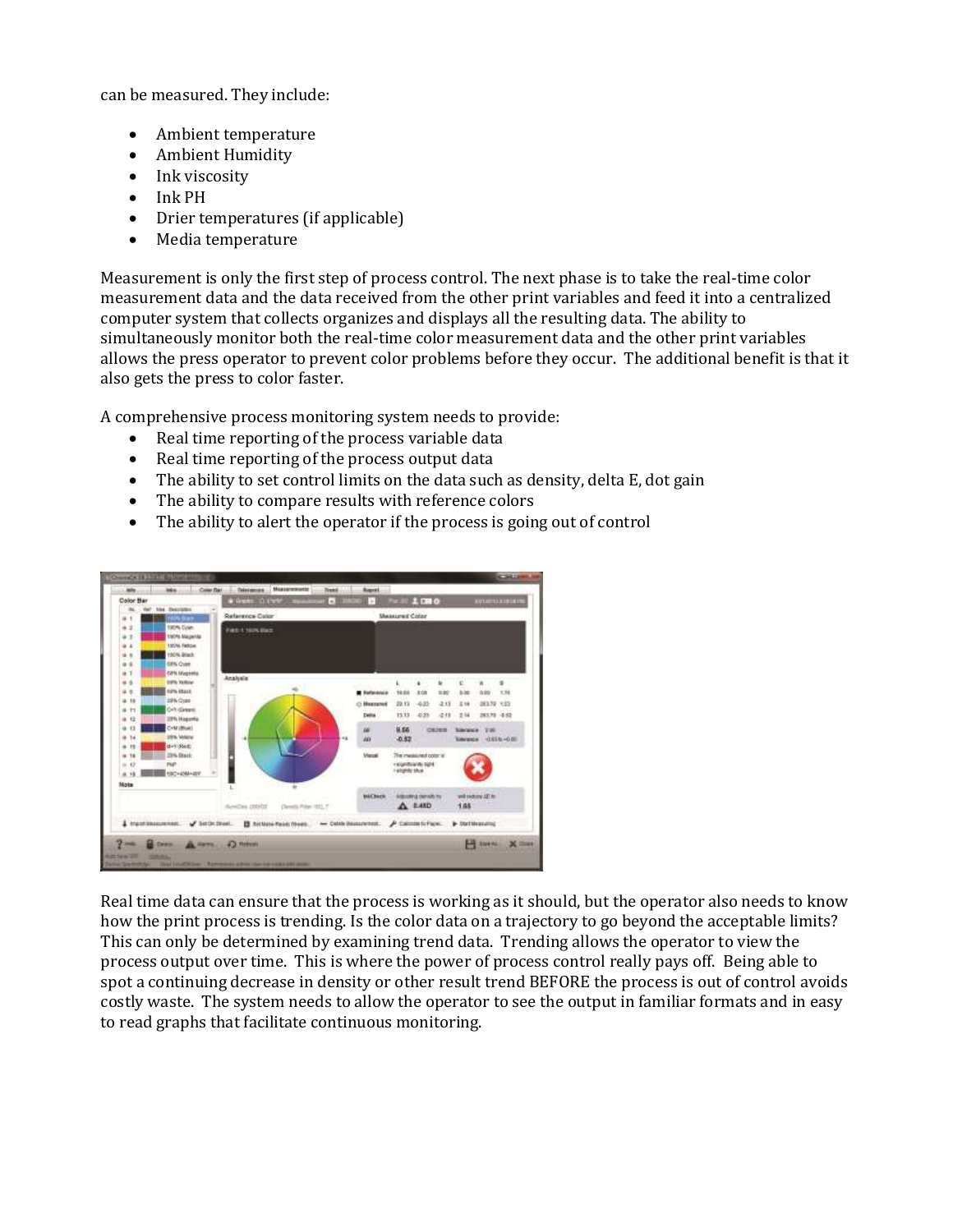can be measured. They include:

- Ambient temperature
- Ambient Humidity
- Ink viscosity
- Ink PH
- Drier temperatures (if applicable)
- Media temperature

Measurement is only the first step of process control. The next phase is to take the real-time color measurement data and the data received from the other print variables and feed it into a centralized computer system that collects organizes and displays all the resulting data. The ability to simultaneously monitor both the real-time color measurement data and the other print variables allows the press operator to prevent color problems before they occur. The additional benefit is that it also gets the press to color faster.

A comprehensive process monitoring system needs to provide:

- Real time reporting of the process variable data
- Real time reporting of the process output data
- The ability to set control limits on the data such as density, delta E, dot gain
- The ability to compare results with reference colors
- The ability to alert the operator if the process is going out of control

Real time data can ensure that the process is working as it should, but the operator also needs to know how the print process is trending. Is the color data on a trajectory to go beyond the acceptable limits? This can only be determined by examining trend data. Trending allows the operator to view the process output over time. This is where the power of process control really pays off. Being able to spot a continuing decrease in density or other result trend BEFORE the process is out of control avoids costly waste. The system needs to allow the operator to see the output in familiar formats and in easy to read graphs that facilitate continuous monitoring.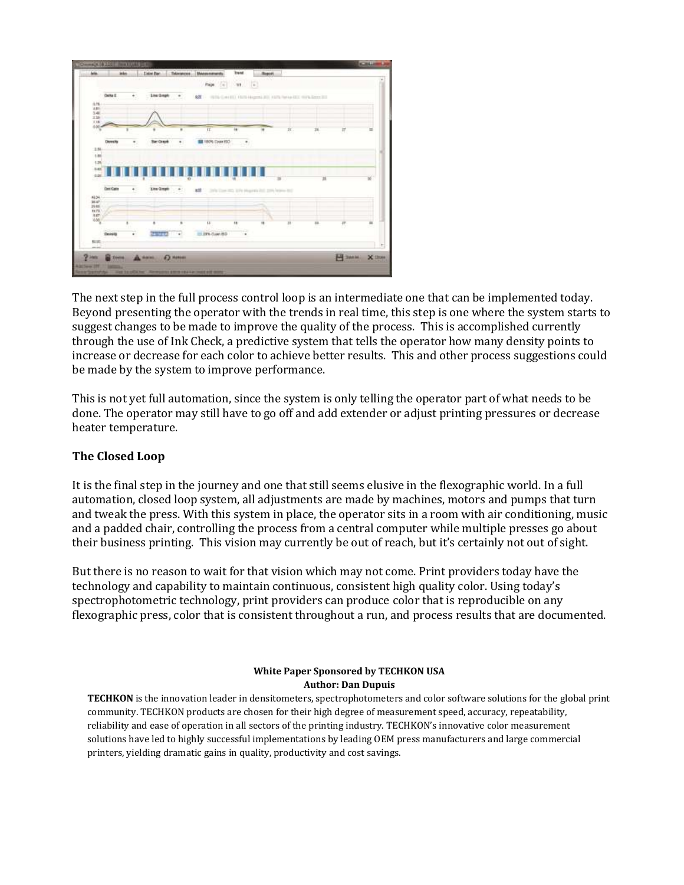The next step in the full process control loop is an intermediate one that can be implemented today. Beyond presenting the operator with the trends in real time, this step is one where the system starts to suggest changes to be made to improve the quality of the process. This is accomplished currently through the use of Ink Check, a predictive system that tells the operator how many density points to increase or decrease for each color to achieve better results. This and other process suggestions could be made by the system to improve performance.

This is not yet full automation, since the system is only telling the operator part of what needs to be done. The operator may still have to go off and add extender or adjust printing pressures or decrease heater temperature.

### The Closed Loop

It is the final step in the journey and one that still seems elusive in the flexographic world. In a full automation, closed loop system, all adjustments are made by machines, motors and pumps that turn and tweak the press. With this system in place, the operator sits in a room with air conditioning, music and a padded chair, controlling the process from a central computer while multiple presses go about their business printing. This vision may currently be out of reach, but it's certainly not out of sight.

But there is no reason to wait for that vision which may not come. Print providers today have the technology and capability to maintain continuous, consistent high quality color. Using today's spectrophotometric technology, print providers can produce color that is reproducible on any flexographic press, color that is consistent throughout a run, and process results that are documented.

**White Paper Sponsored by TECHKON USA**
**Author: Dan Dupuis**

**TECHKON** is the innovation leader in densitometers, spectrophotometers and color software solutions for the global print community. TECHKON products are chosen for their high degree of measurement speed, accuracy, repeatability, reliability and ease of operation in all sectors of the printing industry. TECHKON's innovative color measurement solutions have led to highly successful implementations by leading OEM press manufacturers and large commercial printers, yielding dramatic gains in quality, productivity and cost savings.